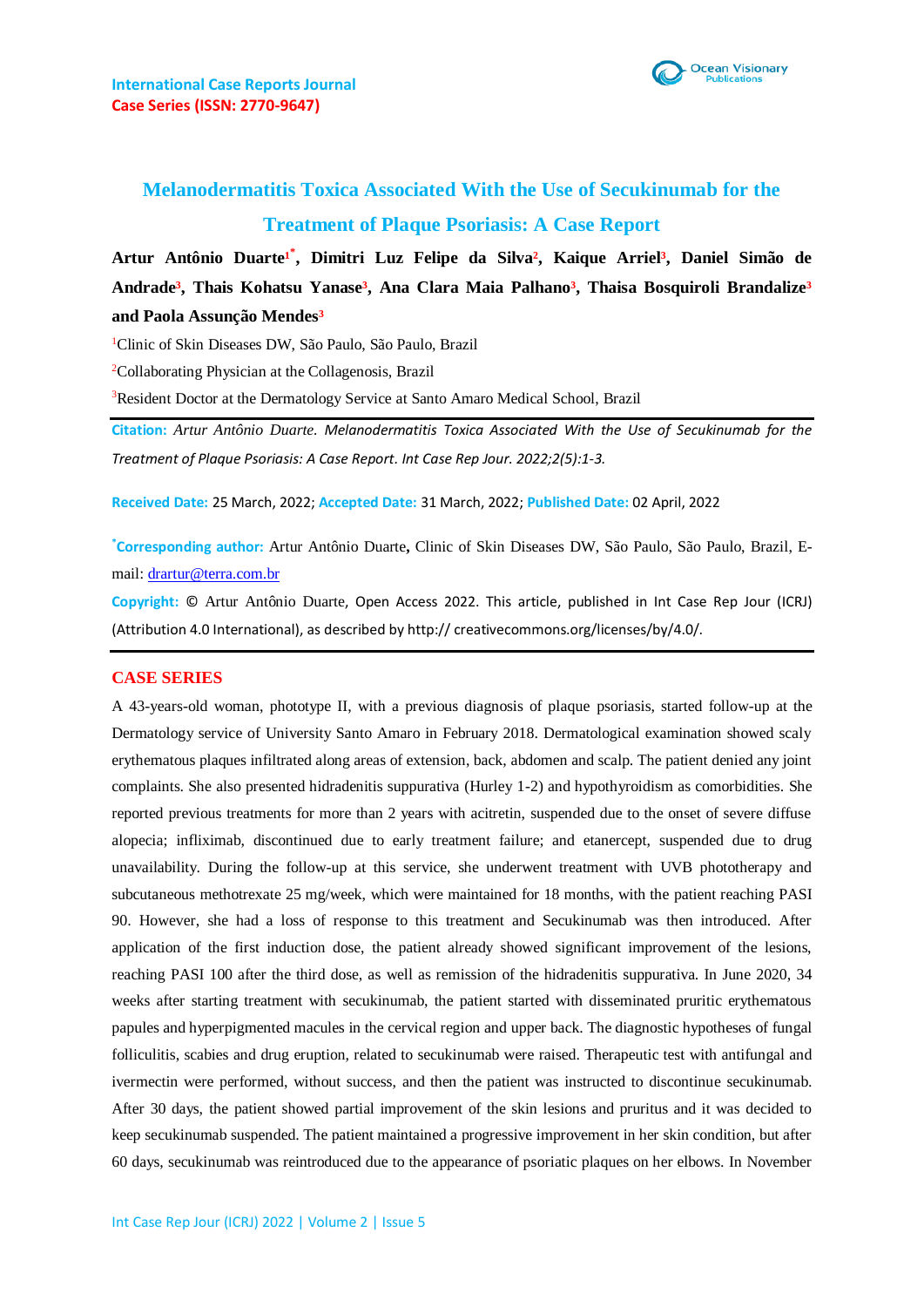International Case Reports Journal
Case Series (ISSN: 2770-9647)

# Melanodermatitis Toxica Associated With the Use of Secukinumab for the Treatment of Plaque Psoriasis: A Case Report

**Artur Antônio Duarte[1*], Dimitri Luz Felipe da Silva[2], Kaique Arriel[3], Daniel Simão de Andrade[3], Thais Kohatsu Yanase[3], Ana Clara Maia Palhano[3], Thaisa Bosquiroli Brandalize[3] and Paola Assunção Mendes[3]**

[1]Clinic of Skin Diseases DW, São Paulo, São Paulo, Brazil

[2]Collaborating Physician at the Collagenosis, Brazil

[3]Resident Doctor at the Dermatology Service at Santo Amaro Medical School, Brazil

**Citation:** *Artur Antônio Duarte. Melanodermatitis Toxica Associated With the Use of Secukinumab for the Treatment of Plaque Psoriasis: A Case Report. Int Case Rep Jour. 2022;2(5):1-3.*

**Received Date:** 25 March, 2022; **Accepted Date:** 31 March, 2022; **Published Date:** 02 April, 2022

**[*]Corresponding author:** Artur Antônio Duarte**,** Clinic of Skin Diseases DW, São Paulo, São Paulo, Brazil, E-mail: drartur@terra.com.br

**Copyright:** © Artur Antônio Duarte, Open Access 2022. This article, published in Int Case Rep Jour (ICRJ) (Attribution 4.0 International), as described by http:// creativecommons.org/licenses/by/4.0/.

## CASE SERIES

A 43-years-old woman, phototype II, with a previous diagnosis of plaque psoriasis, started follow-up at the Dermatology service of University Santo Amaro in February 2018. Dermatological examination showed scaly erythematous plaques infiltrated along areas of extension, back, abdomen and scalp. The patient denied any joint complaints. She also presented hidradenitis suppurativa (Hurley 1-2) and hypothyroidism as comorbidities. She reported previous treatments for more than 2 years with acitretin, suspended due to the onset of severe diffuse alopecia; infliximab, discontinued due to early treatment failure; and etanercept, suspended due to drug unavailability. During the follow-up at this service, she underwent treatment with UVB phototherapy and subcutaneous methotrexate 25 mg/week, which were maintained for 18 months, with the patient reaching PASI 90. However, she had a loss of response to this treatment and Secukinumab was then introduced. After application of the first induction dose, the patient already showed significant improvement of the lesions, reaching PASI 100 after the third dose, as well as remission of the hidradenitis suppurativa. In June 2020, 34 weeks after starting treatment with secukinumab, the patient started with disseminated pruritic erythematous papules and hyperpigmented macules in the cervical region and upper back. The diagnostic hypotheses of fungal folliculitis, scabies and drug eruption, related to secukinumab were raised. Therapeutic test with antifungal and ivermectin were performed, without success, and then the patient was instructed to discontinue secukinumab. After 30 days, the patient showed partial improvement of the skin lesions and pruritus and it was decided to keep secukinumab suspended. The patient maintained a progressive improvement in her skin condition, but after 60 days, secukinumab was reintroduced due to the appearance of psoriatic plaques on her elbows. In November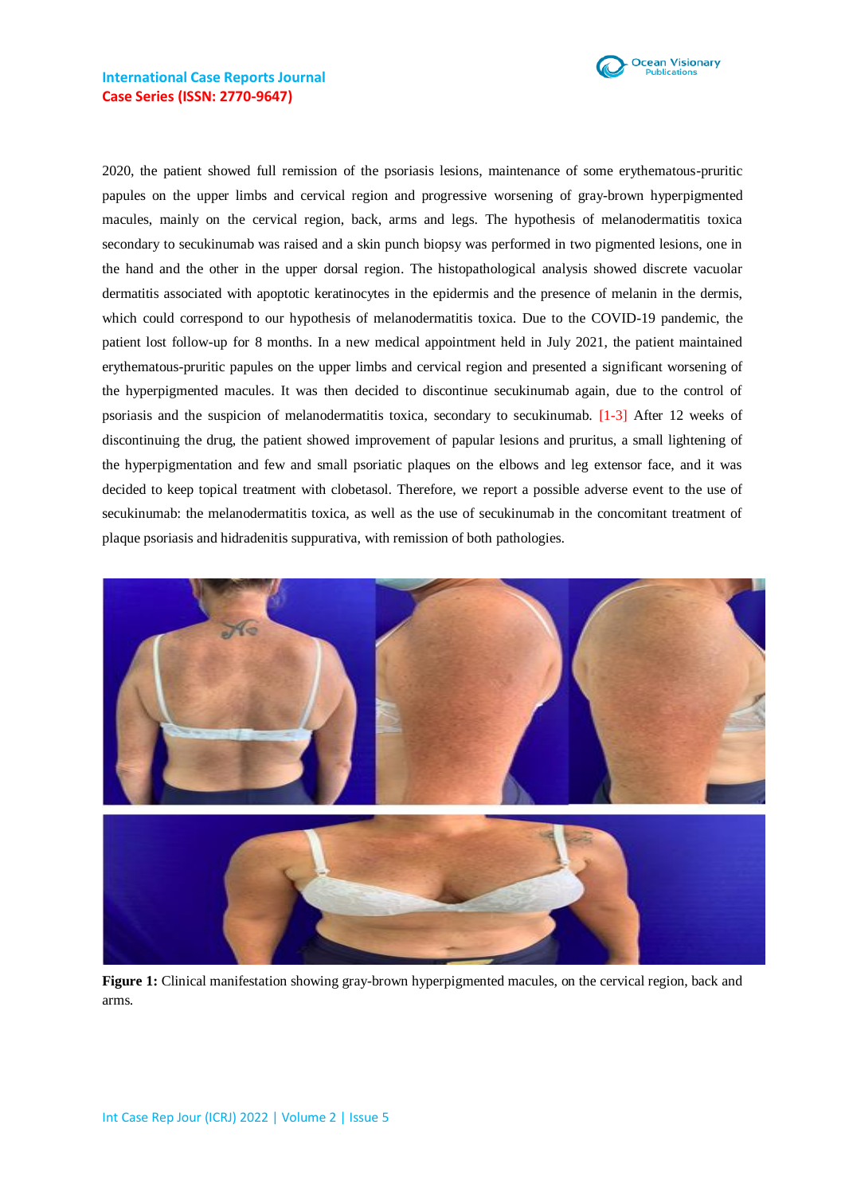2020, the patient showed full remission of the psoriasis lesions, maintenance of some erythematous-pruritic papules on the upper limbs and cervical region and progressive worsening of gray-brown hyperpigmented macules, mainly on the cervical region, back, arms and legs. The hypothesis of melanodermatitis toxica secondary to secukinumab was raised and a skin punch biopsy was performed in two pigmented lesions, one in the hand and the other in the upper dorsal region. The histopathological analysis showed discrete vacuolar dermatitis associated with apoptotic keratinocytes in the epidermis and the presence of melanin in the dermis, which could correspond to our hypothesis of melanodermatitis toxica. Due to the COVID-19 pandemic, the patient lost follow-up for 8 months. In a new medical appointment held in July 2021, the patient maintained erythematous-pruritic papules on the upper limbs and cervical region and presented a significant worsening of the hyperpigmented macules. It was then decided to discontinue secukinumab again, due to the control of psoriasis and the suspicion of melanodermatitis toxica, secondary to secukinumab. [1-3] After 12 weeks of discontinuing the drug, the patient showed improvement of papular lesions and pruritus, a small lightening of the hyperpigmentation and few and small psoriatic plaques on the elbows and leg extensor face, and it was decided to keep topical treatment with clobetasol. Therefore, we report a possible adverse event to the use of secukinumab: the melanodermatitis toxica, as well as the use of secukinumab in the concomitant treatment of plaque psoriasis and hidradenitis suppurativa, with remission of both pathologies.

**Figure 1:** Clinical manifestation showing gray-brown hyperpigmented macules, on the cervical region, back and arms.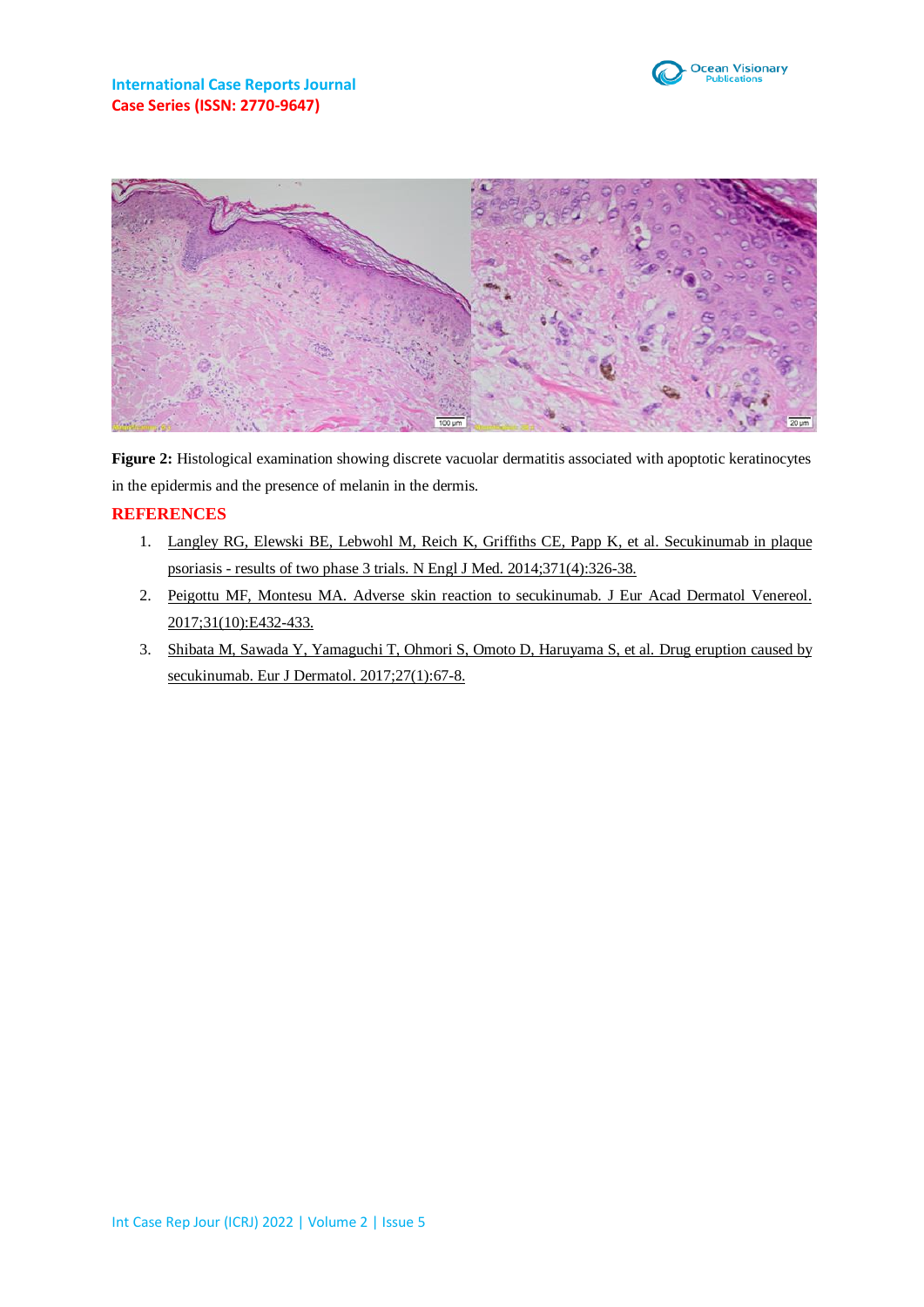**Figure 2:** Histological examination showing discrete vacuolar dermatitis associated with apoptotic keratinocytes in the epidermis and the presence of melanin in the dermis.

## REFERENCES

1. Langley RG, Elewski BE, Lebwohl M, Reich K, Griffiths CE, Papp K, et al. Secukinumab in plaque psoriasis - results of two phase 3 trials. N Engl J Med. 2014;371(4):326-38.
2. Peigottu MF, Montesu MA. Adverse skin reaction to secukinumab. J Eur Acad Dermatol Venereol. 2017;31(10):E432-433.
3. Shibata M, Sawada Y, Yamaguchi T, Ohmori S, Omoto D, Haruyama S, et al. Drug eruption caused by secukinumab. Eur J Dermatol. 2017;27(1):67-8.